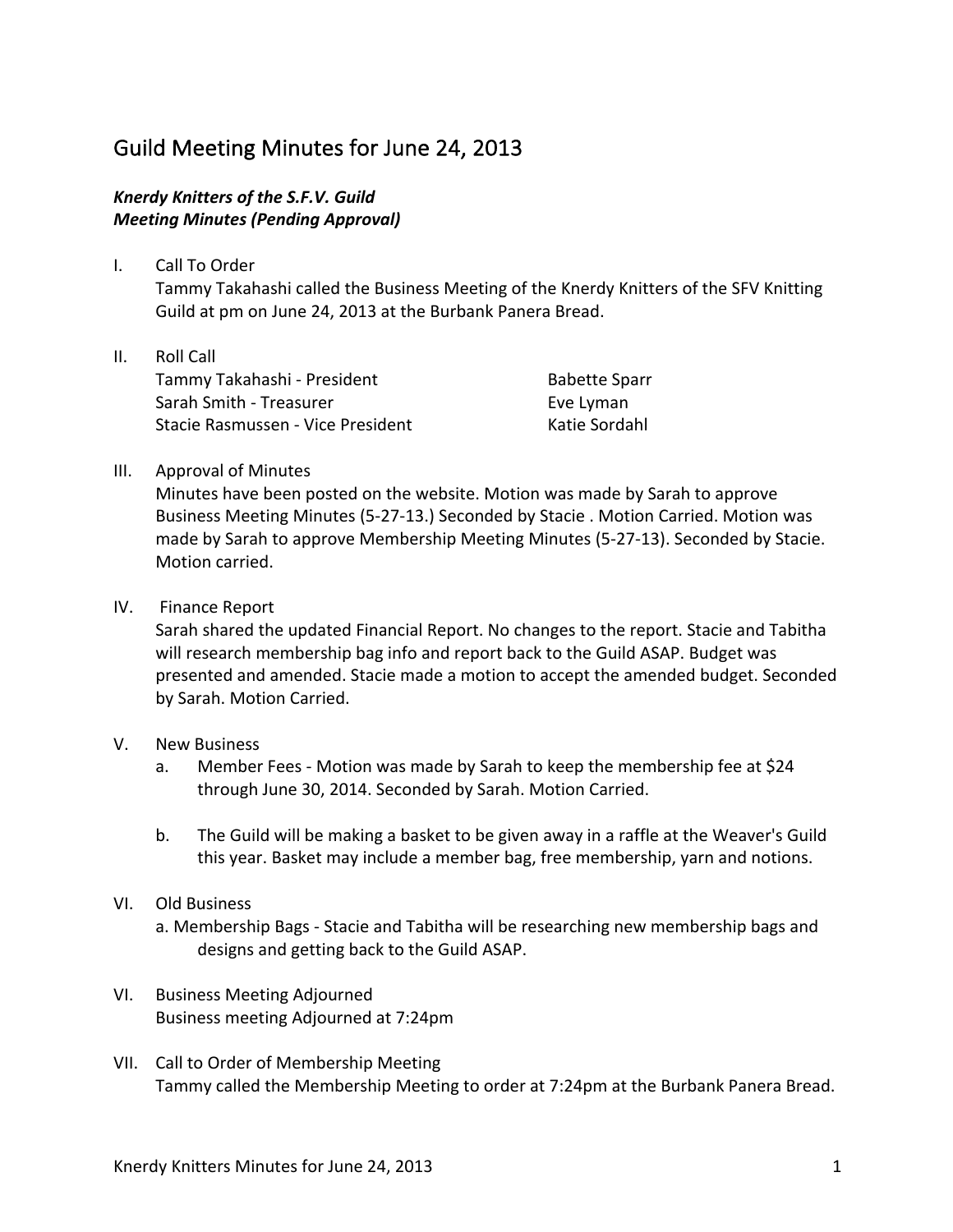# Guild Meeting Minutes for June 24, 2013

***Knerdy Knitters of the S.F.V. Guild***
***Meeting Minutes (Pending Approval)***

I. Call To Order
   Tammy Takahashi called the Business Meeting of the Knerdy Knitters of the SFV Knitting Guild at pm on June 24, 2013 at the Burbank Panera Bread.

II. Roll Call
   Tammy Takahashi - President
   Sarah Smith - Treasurer
   Stacie Rasmussen - Vice President
   Babette Sparr
   Eve Lyman
   Katie Sordahl

III. Approval of Minutes
   Minutes have been posted on the website. Motion was made by Sarah to approve Business Meeting Minutes (5-27-13.) Seconded by Stacie . Motion Carried. Motion was made by Sarah to approve Membership Meeting Minutes (5-27-13). Seconded by Stacie. Motion carried.

IV. Finance Report
   Sarah shared the updated Financial Report. No changes to the report. Stacie and Tabitha will research membership bag info and report back to the Guild ASAP. Budget was presented and amended. Stacie made a motion to accept the amended budget. Seconded by Sarah. Motion Carried.

V. New Business
   a. Member Fees - Motion was made by Sarah to keep the membership fee at $24 through June 30, 2014. Seconded by Sarah. Motion Carried.

   b. The Guild will be making a basket to be given away in a raffle at the Weaver's Guild this year. Basket may include a member bag, free membership, yarn and notions.

VI. Old Business
   a. Membership Bags - Stacie and Tabitha will be researching new membership bags and designs and getting back to the Guild ASAP.

VI. Business Meeting Adjourned
   Business meeting Adjourned at 7:24pm

VII. Call to Order of Membership Meeting
   Tammy called the Membership Meeting to order at 7:24pm at the Burbank Panera Bread.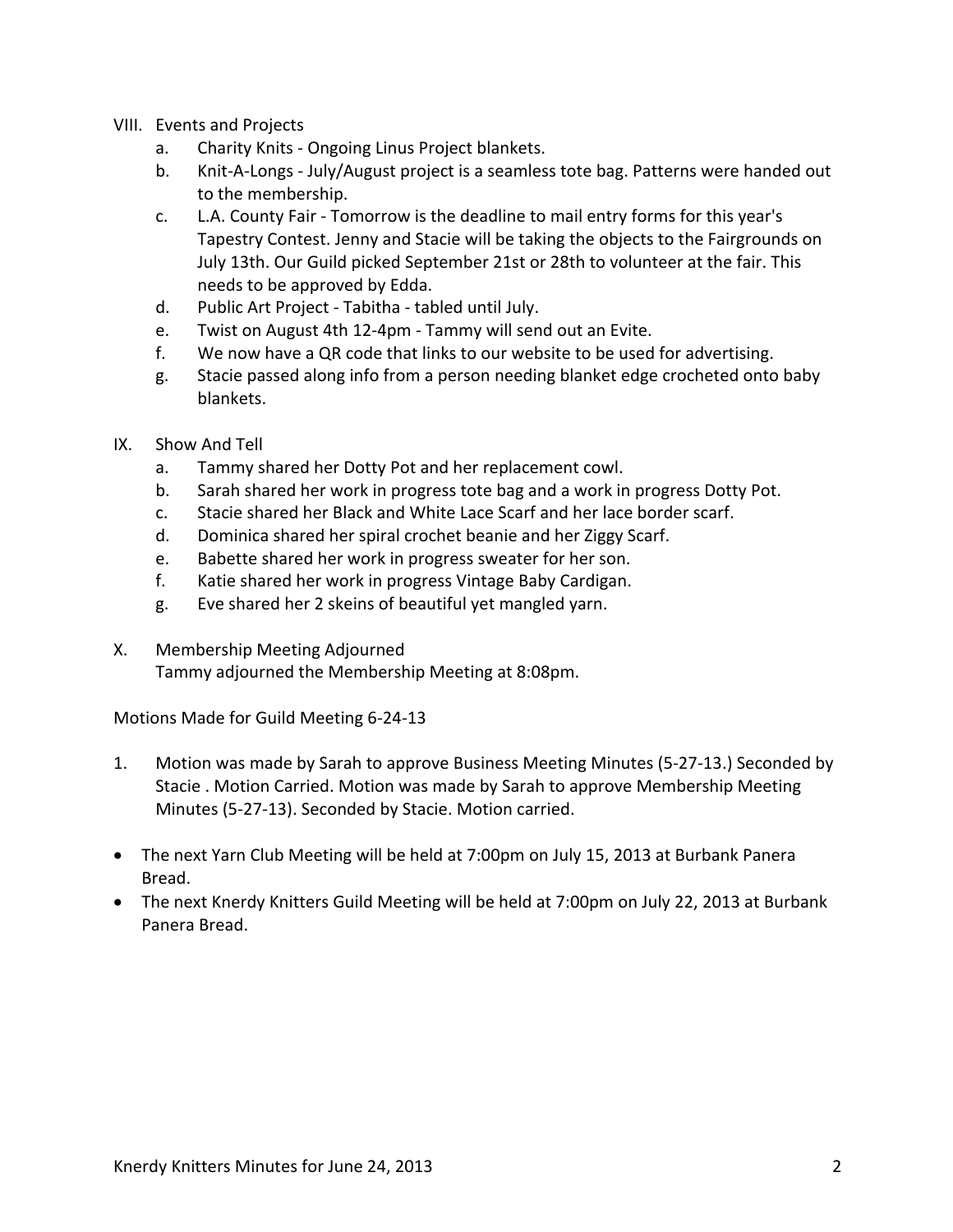VIII. Events and Projects
   a. Charity Knits - Ongoing Linus Project blankets.
   b. Knit-A-Longs - July/August project is a seamless tote bag. Patterns were handed out to the membership.
   c. L.A. County Fair - Tomorrow is the deadline to mail entry forms for this year's Tapestry Contest. Jenny and Stacie will be taking the objects to the Fairgrounds on July 13th. Our Guild picked September 21st or 28th to volunteer at the fair. This needs to be approved by Edda.
   d. Public Art Project - Tabitha - tabled until July.
   e. Twist on August 4th 12-4pm - Tammy will send out an Evite.
   f. We now have a QR code that links to our website to be used for advertising.
   g. Stacie passed along info from a person needing blanket edge crocheted onto baby blankets.

IX. Show And Tell
   a. Tammy shared her Dotty Pot and her replacement cowl.
   b. Sarah shared her work in progress tote bag and a work in progress Dotty Pot.
   c. Stacie shared her Black and White Lace Scarf and her lace border scarf.
   d. Dominica shared her spiral crochet beanie and her Ziggy Scarf.
   e. Babette shared her work in progress sweater for her son.
   f. Katie shared her work in progress Vintage Baby Cardigan.
   g. Eve shared her 2 skeins of beautiful yet mangled yarn.

X. Membership Meeting Adjourned
   Tammy adjourned the Membership Meeting at 8:08pm.

Motions Made for Guild Meeting 6-24-13

1. Motion was made by Sarah to approve Business Meeting Minutes (5-27-13.) Seconded by Stacie . Motion Carried. Motion was made by Sarah to approve Membership Meeting Minutes (5-27-13). Seconded by Stacie. Motion carried.

- The next Yarn Club Meeting will be held at 7:00pm on July 15, 2013 at Burbank Panera Bread.
- The next Knerdy Knitters Guild Meeting will be held at 7:00pm on July 22, 2013 at Burbank Panera Bread.